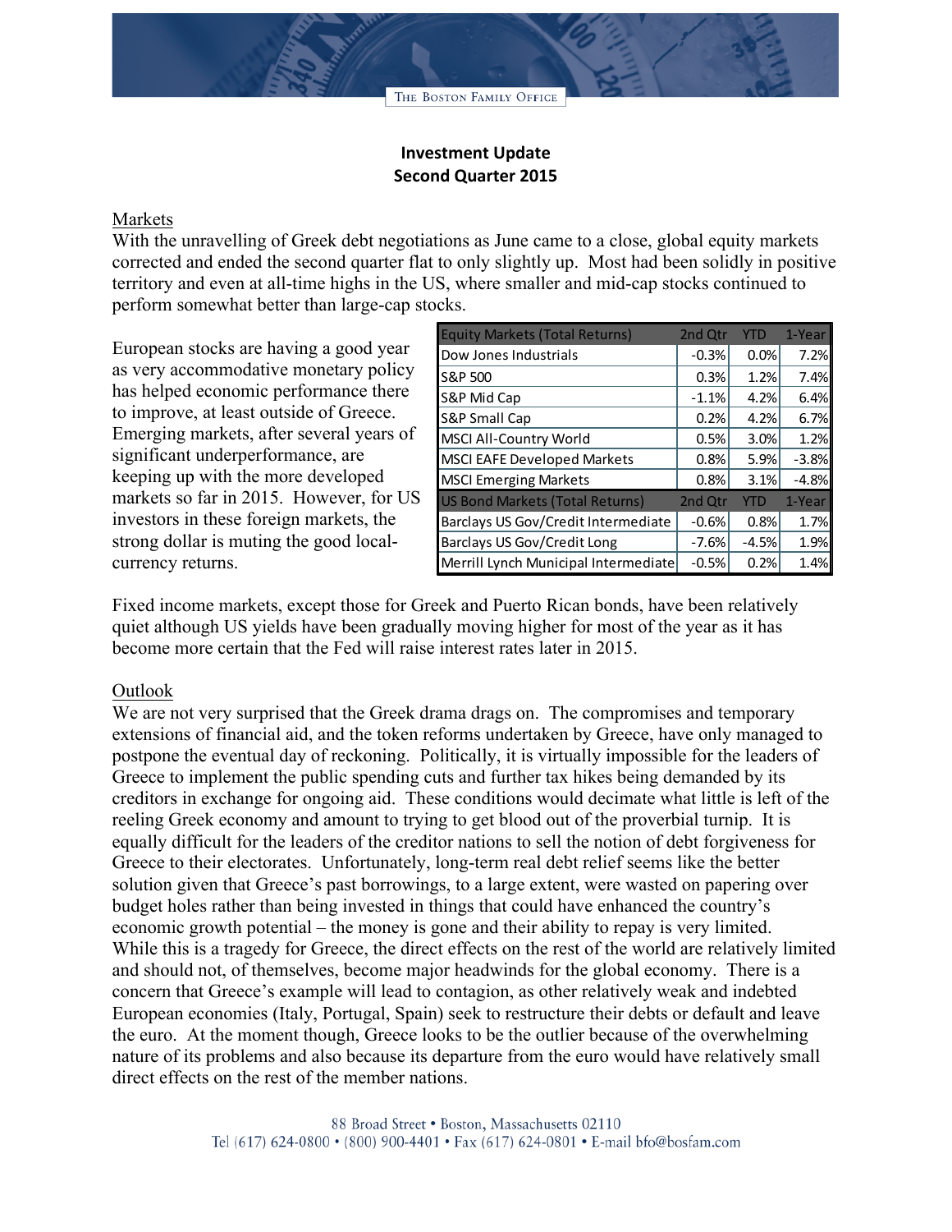THE BOSTON FAMILY OFFICE

**Investment Update**
**Second Quarter 2015**

Markets

With the unravelling of Greek debt negotiations as June came to a close, global equity markets corrected and ended the second quarter flat to only slightly up. Most had been solidly in positive territory and even at all-time highs in the US, where smaller and mid-cap stocks continued to perform somewhat better than large-cap stocks.

European stocks are having a good year as very accommodative monetary policy has helped economic performance there to improve, at least outside of Greece. Emerging markets, after several years of significant underperformance, are keeping up with the more developed markets so far in 2015. However, for US investors in these foreign markets, the strong dollar is muting the good local-currency returns.

| Equity Markets (Total Returns) | 2nd Qtr | YTD | 1-Year |
|---|---|---|---|
| Dow Jones Industrials | -0.3% | 0.0% | 7.2% |
| S&P 500 | 0.3% | 1.2% | 7.4% |
| S&P Mid Cap | -1.1% | 4.2% | 6.4% |
| S&P Small Cap | 0.2% | 4.2% | 6.7% |
| MSCI All-Country World | 0.5% | 3.0% | 1.2% |
| MSCI EAFE Developed Markets | 0.8% | 5.9% | -3.8% |
| MSCI Emerging Markets | 0.8% | 3.1% | -4.8% |
| **US Bond Markets (Total Returns)** | **2nd Qtr** | **YTD** | **1-Year** |
| Barclays US Gov/Credit Intermediate | -0.6% | 0.8% | 1.7% |
| Barclays US Gov/Credit Long | -7.6% | -4.5% | 1.9% |
| Merrill Lynch Municipal Intermediate | -0.5% | 0.2% | 1.4% |

Fixed income markets, except those for Greek and Puerto Rican bonds, have been relatively quiet although US yields have been gradually moving higher for most of the year as it has become more certain that the Fed will raise interest rates later in 2015.

Outlook

We are not very surprised that the Greek drama drags on. The compromises and temporary extensions of financial aid, and the token reforms undertaken by Greece, have only managed to postpone the eventual day of reckoning. Politically, it is virtually impossible for the leaders of Greece to implement the public spending cuts and further tax hikes being demanded by its creditors in exchange for ongoing aid. These conditions would decimate what little is left of the reeling Greek economy and amount to trying to get blood out of the proverbial turnip. It is equally difficult for the leaders of the creditor nations to sell the notion of debt forgiveness for Greece to their electorates. Unfortunately, long-term real debt relief seems like the better solution given that Greece's past borrowings, to a large extent, were wasted on papering over budget holes rather than being invested in things that could have enhanced the country's economic growth potential – the money is gone and their ability to repay is very limited. While this is a tragedy for Greece, the direct effects on the rest of the world are relatively limited and should not, of themselves, become major headwinds for the global economy. There is a concern that Greece's example will lead to contagion, as other relatively weak and indebted European economies (Italy, Portugal, Spain) seek to restructure their debts or default and leave the euro. At the moment though, Greece looks to be the outlier because of the overwhelming nature of its problems and also because its departure from the euro would have relatively small direct effects on the rest of the member nations.

88 Broad Street • Boston, Massachusetts 02110
Tel (617) 624-0800 • (800) 900-4401 • Fax (617) 624-0801 • E-mail bfo@bosfam.com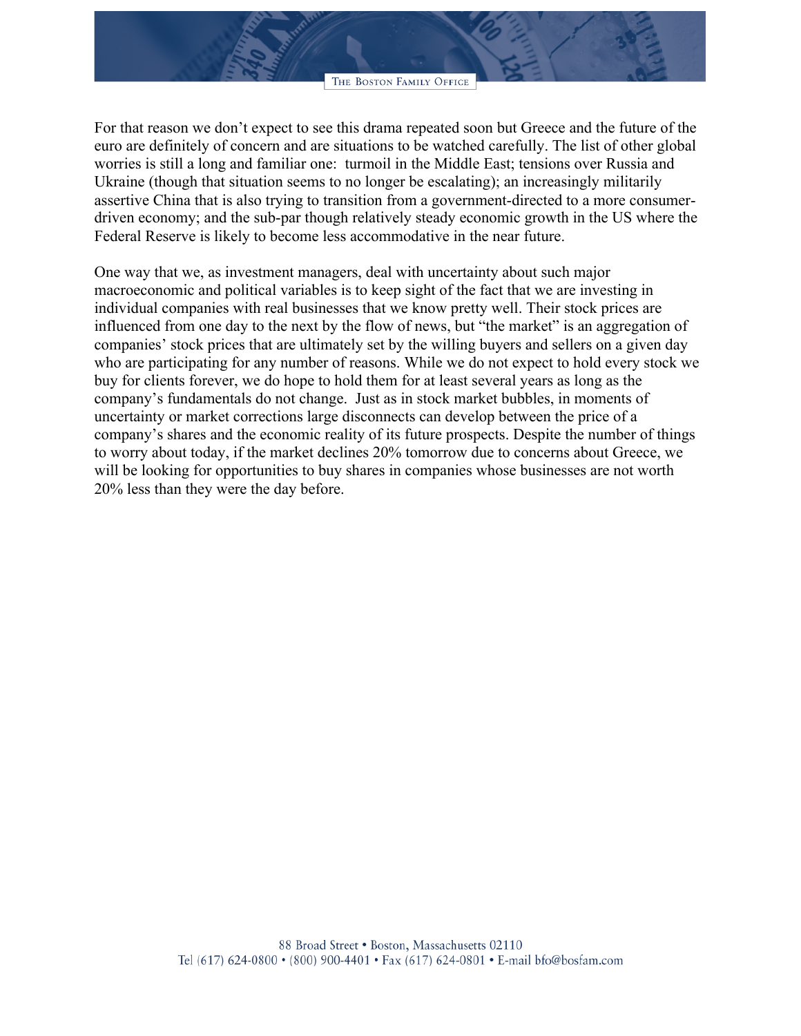For that reason we don't expect to see this drama repeated soon but Greece and the future of the euro are definitely of concern and are situations to be watched carefully. The list of other global worries is still a long and familiar one: turmoil in the Middle East; tensions over Russia and Ukraine (though that situation seems to no longer be escalating); an increasingly militarily assertive China that is also trying to transition from a government-directed to a more consumer-driven economy; and the sub-par though relatively steady economic growth in the US where the Federal Reserve is likely to become less accommodative in the near future.

One way that we, as investment managers, deal with uncertainty about such major macroeconomic and political variables is to keep sight of the fact that we are investing in individual companies with real businesses that we know pretty well. Their stock prices are influenced from one day to the next by the flow of news, but "the market" is an aggregation of companies' stock prices that are ultimately set by the willing buyers and sellers on a given day who are participating for any number of reasons. While we do not expect to hold every stock we buy for clients forever, we do hope to hold them for at least several years as long as the company's fundamentals do not change. Just as in stock market bubbles, in moments of uncertainty or market corrections large disconnects can develop between the price of a company's shares and the economic reality of its future prospects. Despite the number of things to worry about today, if the market declines 20% tomorrow due to concerns about Greece, we will be looking for opportunities to buy shares in companies whose businesses are not worth 20% less than they were the day before.